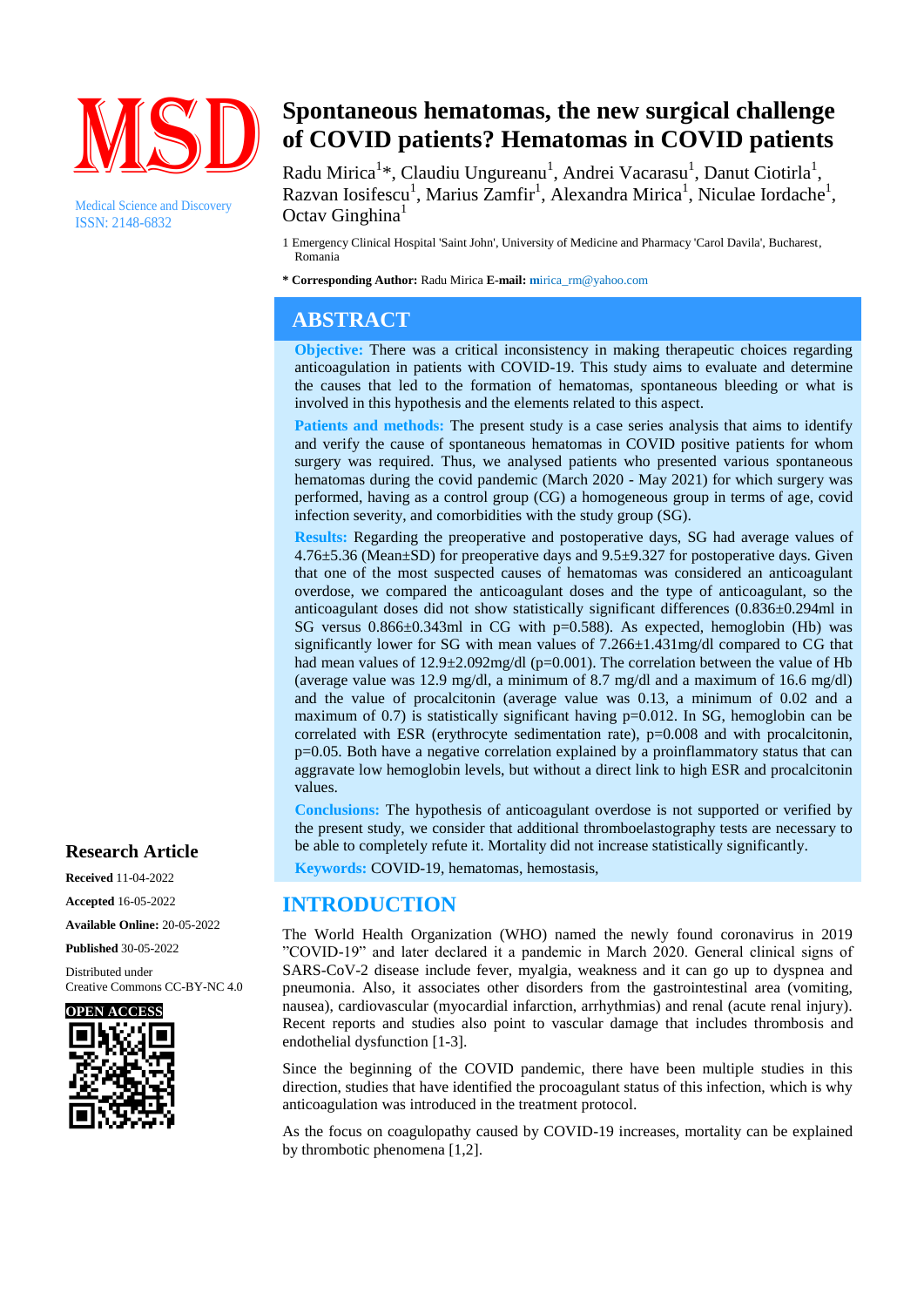Medical Science and Discovery
ISSN: 2148-6832

# Spontaneous hematomas, the new surgical challenge of COVID patients? Hematomas in COVID patients

Radu Mirica[1]*, Claudiu Ungureanu[1], Andrei Vacarasu[1], Danut Ciotirla[1], Razvan Iosifescu[1], Marius Zamfir[1], Alexandra Mirica[1], Niculae Iordache[1], Octav Ginghina[1]

1 Emergency Clinical Hospital 'Saint John', University of Medicine and Pharmacy 'Carol Davila', Bucharest, Romania

**\* Corresponding Author:** Radu Mirica **E-mail:** mirica_rm@yahoo.com

## ABSTRACT

**Objective:** There was a critical inconsistency in making therapeutic choices regarding anticoagulation in patients with COVID-19. This study aims to evaluate and determine the causes that led to the formation of hematomas, spontaneous bleeding or what is involved in this hypothesis and the elements related to this aspect.

**Patients and methods:** The present study is a case series analysis that aims to identify and verify the cause of spontaneous hematomas in COVID positive patients for whom surgery was required. Thus, we analysed patients who presented various spontaneous hematomas during the covid pandemic (March 2020 - May 2021) for which surgery was performed, having as a control group (CG) a homogeneous group in terms of age, covid infection severity, and comorbidities with the study group (SG).

**Results:** Regarding the preoperative and postoperative days, SG had average values of 4.76±5.36 (Mean±SD) for preoperative days and 9.5±9.327 for postoperative days. Given that one of the most suspected causes of hematomas was considered an anticoagulant overdose, we compared the anticoagulant doses and the type of anticoagulant, so the anticoagulant doses did not show statistically significant differences (0.836±0.294ml in SG versus 0.866±0.343ml in CG with p=0.588). As expected, hemoglobin (Hb) was significantly lower for SG with mean values of 7.266±1.431mg/dl compared to CG that had mean values of 12.9±2.092mg/dl (p=0.001). The correlation between the value of Hb (average value was 12.9 mg/dl, a minimum of 8.7 mg/dl and a maximum of 16.6 mg/dl) and the value of procalcitonin (average value was 0.13, a minimum of 0.02 and a maximum of 0.7) is statistically significant having p=0.012. In SG, hemoglobin can be correlated with ESR (erythrocyte sedimentation rate), p=0.008 and with procalcitonin, p=0.05. Both have a negative correlation explained by a proinflammatory status that can aggravate low hemoglobin levels, but without a direct link to high ESR and procalcitonin values.

**Conclusions:** The hypothesis of anticoagulant overdose is not supported or verified by the present study, we consider that additional thromboelastography tests are necessary to be able to completely refute it. Mortality did not increase statistically significantly.

**Keywords:** COVID-19, hematomas, hemostasis,

### Research Article

**Received** 11-04-2022

**Accepted** 16-05-2022

**Available Online:** 20-05-2022

**Published** 30-05-2022

Distributed under Creative Commons CC-BY-NC 4.0

**OPEN ACCESS**

## INTRODUCTION

The World Health Organization (WHO) named the newly found coronavirus in 2019 ”COVID-19” and later declared it a pandemic in March 2020. General clinical signs of SARS-CoV-2 disease include fever, myalgia, weakness and it can go up to dyspnea and pneumonia. Also, it associates other disorders from the gastrointestinal area (vomiting, nausea), cardiovascular (myocardial infarction, arrhythmias) and renal (acute renal injury). Recent reports and studies also point to vascular damage that includes thrombosis and endothelial dysfunction [1-3].

Since the beginning of the COVID pandemic, there have been multiple studies in this direction, studies that have identified the procoagulant status of this infection, which is why anticoagulation was introduced in the treatment protocol.

As the focus on coagulopathy caused by COVID-19 increases, mortality can be explained by thrombotic phenomena [1,2].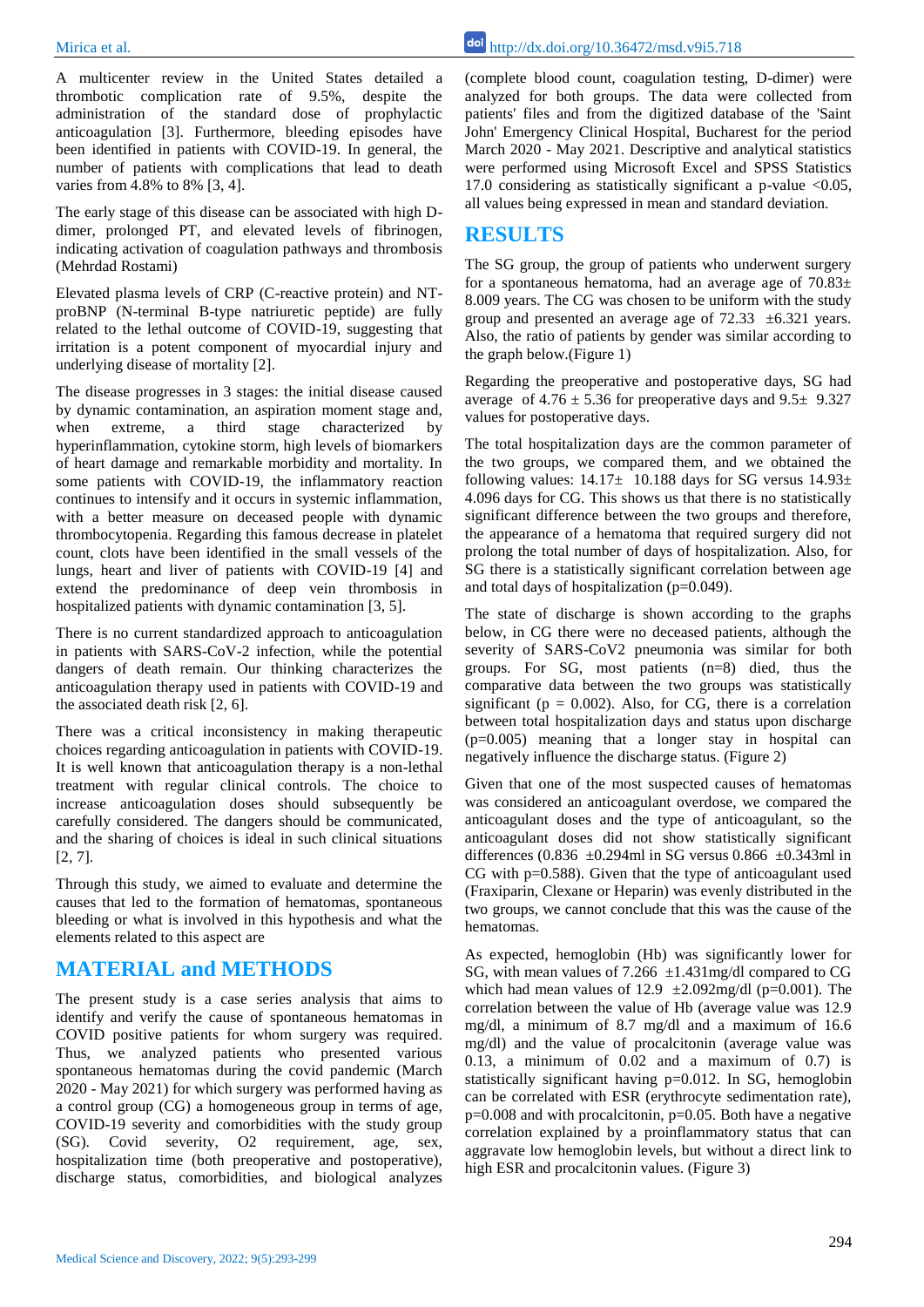A multicenter review in the United States detailed a thrombotic complication rate of 9.5%, despite the administration of the standard dose of prophylactic anticoagulation [3]. Furthermore, bleeding episodes have been identified in patients with COVID-19. In general, the number of patients with complications that lead to death varies from 4.8% to 8% [3, 4].

The early stage of this disease can be associated with high D-dimer, prolonged PT, and elevated levels of fibrinogen, indicating activation of coagulation pathways and thrombosis (Mehrdad Rostami)

Elevated plasma levels of CRP (C-reactive protein) and NT-proBNP (N-terminal B-type natriuretic peptide) are fully related to the lethal outcome of COVID-19, suggesting that irritation is a potent component of myocardial injury and underlying disease of mortality [2].

The disease progresses in 3 stages: the initial disease caused by dynamic contamination, an aspiration moment stage and, when extreme, a third stage characterized by hyperinflammation, cytokine storm, high levels of biomarkers of heart damage and remarkable morbidity and mortality. In some patients with COVID-19, the inflammatory reaction continues to intensify and it occurs in systemic inflammation, with a better measure on deceased people with dynamic thrombocytopenia. Regarding this famous decrease in platelet count, clots have been identified in the small vessels of the lungs, heart and liver of patients with COVID-19 [4] and extend the predominance of deep vein thrombosis in hospitalized patients with dynamic contamination [3, 5].

There is no current standardized approach to anticoagulation in patients with SARS-CoV-2 infection, while the potential dangers of death remain. Our thinking characterizes the anticoagulation therapy used in patients with COVID-19 and the associated death risk [2, 6].

There was a critical inconsistency in making therapeutic choices regarding anticoagulation in patients with COVID-19. It is well known that anticoagulation therapy is a non-lethal treatment with regular clinical controls. The choice to increase anticoagulation doses should subsequently be carefully considered. The dangers should be communicated, and the sharing of choices is ideal in such clinical situations [2, 7].

Through this study, we aimed to evaluate and determine the causes that led to the formation of hematomas, spontaneous bleeding or what is involved in this hypothesis and what the elements related to this aspect are

## MATERIAL and METHODS

The present study is a case series analysis that aims to identify and verify the cause of spontaneous hematomas in COVID positive patients for whom surgery was required. Thus, we analyzed patients who presented various spontaneous hematomas during the covid pandemic (March 2020 - May 2021) for which surgery was performed having as a control group (CG) a homogeneous group in terms of age, COVID-19 severity and comorbidities with the study group (SG). Covid severity, O2 requirement, age, sex, hospitalization time (both preoperative and postoperative), discharge status, comorbidities, and biological analyzes (complete blood count, coagulation testing, D-dimer) were analyzed for both groups. The data were collected from patients' files and from the digitized database of the 'Saint John' Emergency Clinical Hospital, Bucharest for the period March 2020 - May 2021. Descriptive and analytical statistics were performed using Microsoft Excel and SPSS Statistics 17.0 considering as statistically significant a p-value <0.05, all values being expressed in mean and standard deviation.

## RESULTS

The SG group, the group of patients who underwent surgery for a spontaneous hematoma, had an average age of 70.83± 8.009 years. The CG was chosen to be uniform with the study group and presented an average age of 72.33 ±6.321 years. Also, the ratio of patients by gender was similar according to the graph below.(Figure 1)

Regarding the preoperative and postoperative days, SG had average of 4.76 ± 5.36 for preoperative days and 9.5± 9.327 values for postoperative days.

The total hospitalization days are the common parameter of the two groups, we compared them, and we obtained the following values: 14.17± 10.188 days for SG versus 14.93± 4.096 days for CG. This shows us that there is no statistically significant difference between the two groups and therefore, the appearance of a hematoma that required surgery did not prolong the total number of days of hospitalization. Also, for SG there is a statistically significant correlation between age and total days of hospitalization (p=0.049).

The state of discharge is shown according to the graphs below, in CG there were no deceased patients, although the severity of SARS-CoV2 pneumonia was similar for both groups. For SG, most patients (n=8) died, thus the comparative data between the two groups was statistically significant (p = 0.002). Also, for CG, there is a correlation between total hospitalization days and status upon discharge (p=0.005) meaning that a longer stay in hospital can negatively influence the discharge status. (Figure 2)

Given that one of the most suspected causes of hematomas was considered an anticoagulant overdose, we compared the anticoagulant doses and the type of anticoagulant, so the anticoagulant doses did not show statistically significant differences (0.836 ±0.294ml in SG versus 0.866 ±0.343ml in CG with p=0.588). Given that the type of anticoagulant used (Fraxiparin, Clexane or Heparin) was evenly distributed in the two groups, we cannot conclude that this was the cause of the hematomas.

As expected, hemoglobin (Hb) was significantly lower for SG, with mean values of 7.266 ±1.431mg/dl compared to CG which had mean values of 12.9 ±2.092mg/dl (p=0.001). The correlation between the value of Hb (average value was 12.9 mg/dl, a minimum of 8.7 mg/dl and a maximum of 16.6 mg/dl) and the value of procalcitonin (average value was 0.13, a minimum of 0.02 and a maximum of 0.7) is statistically significant having p=0.012. In SG, hemoglobin can be correlated with ESR (erythrocyte sedimentation rate), p=0.008 and with procalcitonin, p=0.05. Both have a negative correlation explained by a proinflammatory status that can aggravate low hemoglobin levels, but without a direct link to high ESR and procalcitonin values. (Figure 3)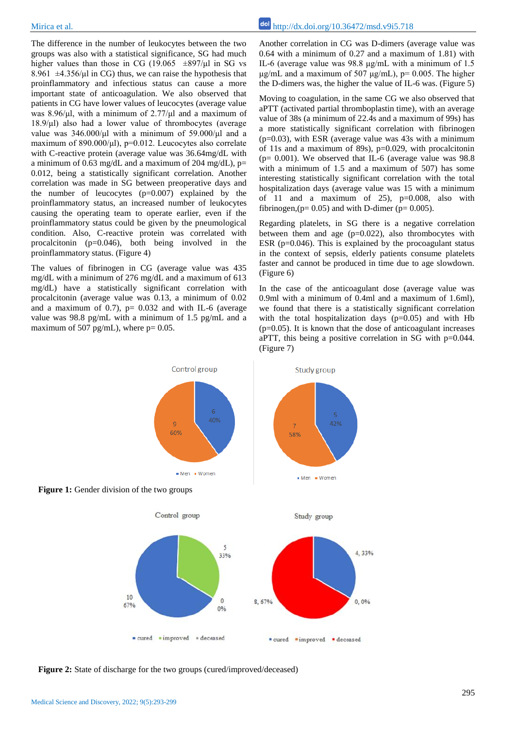The difference in the number of leukocytes between the two groups was also with a statistical significance, SG had much higher values than those in CG (19.065 ±897/μl in SG vs 8.961 ±4.356/μl in CG) thus, we can raise the hypothesis that proinflammatory and infectious status can cause a more important state of anticoagulation. We also observed that patients in CG have lower values of leucocytes (average value was 8.96/μl, with a minimum of 2.77/μl and a maximum of 18.9/μl) also had a lower value of thrombocytes (average value was 346.000/μl with a minimum of 59.000/μl and a maximum of 890.000/μl), p=0.012. Leucocytes also correlate with C-reactive protein (average value was 36.64mg/dL with a minimum of 0.63 mg/dL and a maximum of 204 mg/dL), p= 0.012, being a statistically significant correlation. Another correlation was made in SG between preoperative days and the number of leucocytes (p=0.007) explained by the proinflammatory status, an increased number of leukocytes causing the operating team to operate earlier, even if the proinflammatory status could be given by the pneumological condition. Also, C-reactive protein was correlated with procalcitonin (p=0.046), both being involved in the proinflammatory status. (Figure 4)

The values of fibrinogen in CG (average value was 435 mg/dL with a minimum of 276 mg/dL and a maximum of 613 mg/dL) have a statistically significant correlation with procalcitonin (average value was 0.13, a minimum of 0.02 and a maximum of 0.7), p= 0.032 and with IL-6 (average value was 98.8 pg/mL with a minimum of 1.5 pg/mL and a maximum of 507 pg/mL), where p= 0.05.

Another correlation in CG was D-dimers (average value was 0.64 with a minimum of 0.27 and a maximum of 1.81) with IL-6 (average value was 98.8 μg/mL with a minimum of 1.5 μg/mL and a maximum of 507 μg/mL), p= 0.005. The higher the D-dimers was, the higher the value of IL-6 was. (Figure 5)

Moving to coagulation, in the same CG we also observed that aPTT (activated partial thromboplastin time), with an average value of 38s (a minimum of 22.4s and a maximum of 99s) has a more statistically significant correlation with fibrinogen (p=0.03), with ESR (average value was 43s with a minimum of 11s and a maximum of 89s), p=0.029, with procalcitonin (p= 0.001). We observed that IL-6 (average value was 98.8 with a minimum of 1.5 and a maximum of 507) has some interesting statistically significant correlation with the total hospitalization days (average value was 15 with a minimum of 11 and a maximum of 25), p=0.008, also with fibrinogen,(p= 0.05) and with D-dimer (p= 0.005).

Regarding platelets, in SG there is a negative correlation between them and age (p=0.022), also thrombocytes with ESR (p=0.046). This is explained by the procoagulant status in the context of sepsis, elderly patients consume platelets faster and cannot be produced in time due to age slowdown. (Figure 6)

In the case of the anticoagulant dose (average value was 0.9ml with a minimum of 0.4ml and a maximum of 1.6ml), we found that there is a statistically significant correlation with the total hospitalization days (p=0.05) and with Hb (p=0.05). It is known that the dose of anticoagulant increases aPTT, this being a positive correlation in SG with p=0.044. (Figure 7)

**Figure 1:** Gender division of the two groups

**Figure 2:** State of discharge for the two groups (cured/improved/deceased)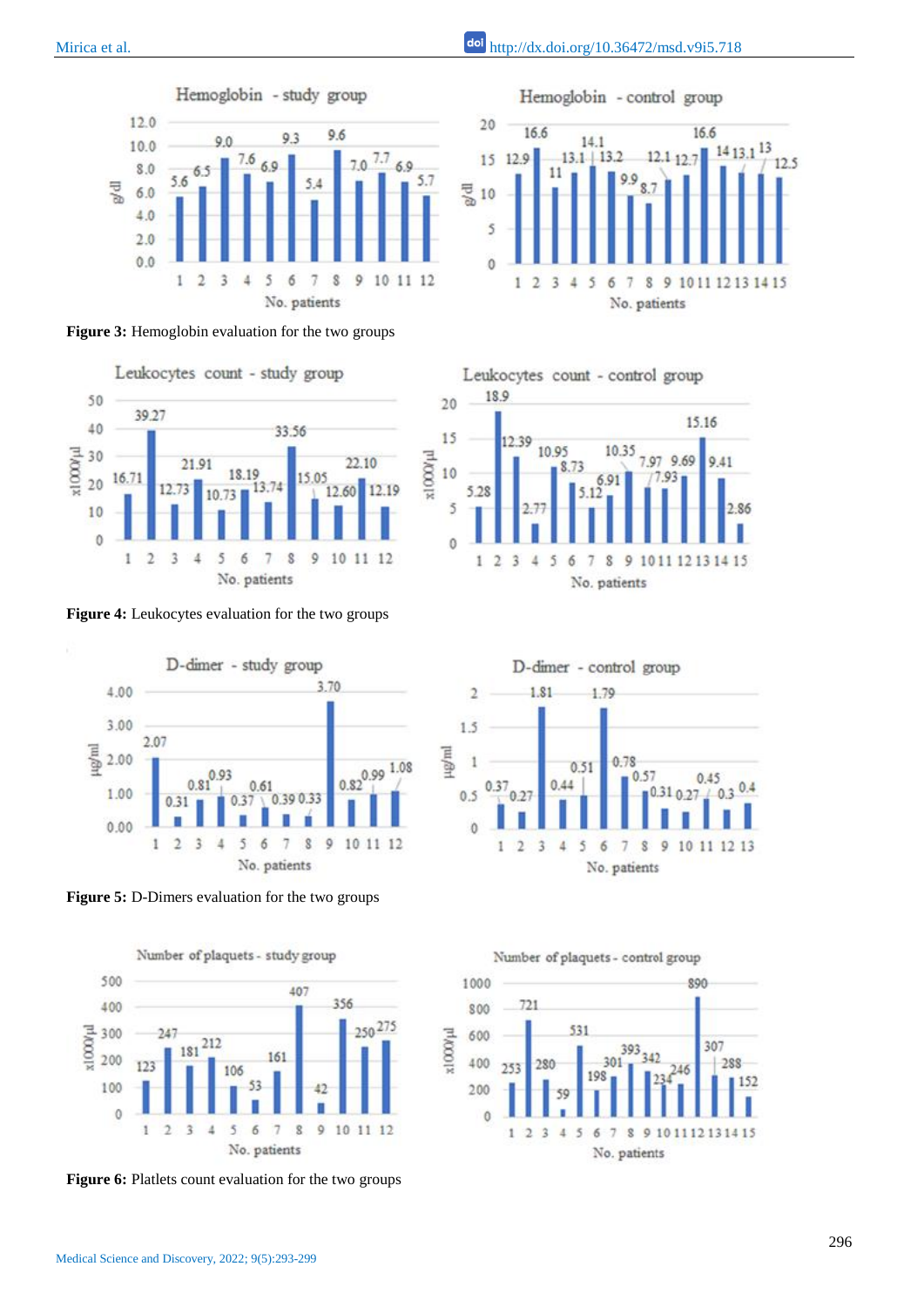**Figure 3:** Hemoglobin evaluation for the two groups

**Figure 4:** Leukocytes evaluation for the two groups

**Figure 5:** D-Dimers evaluation for the two groups

**Figure 6:** Platlets count evaluation for the two groups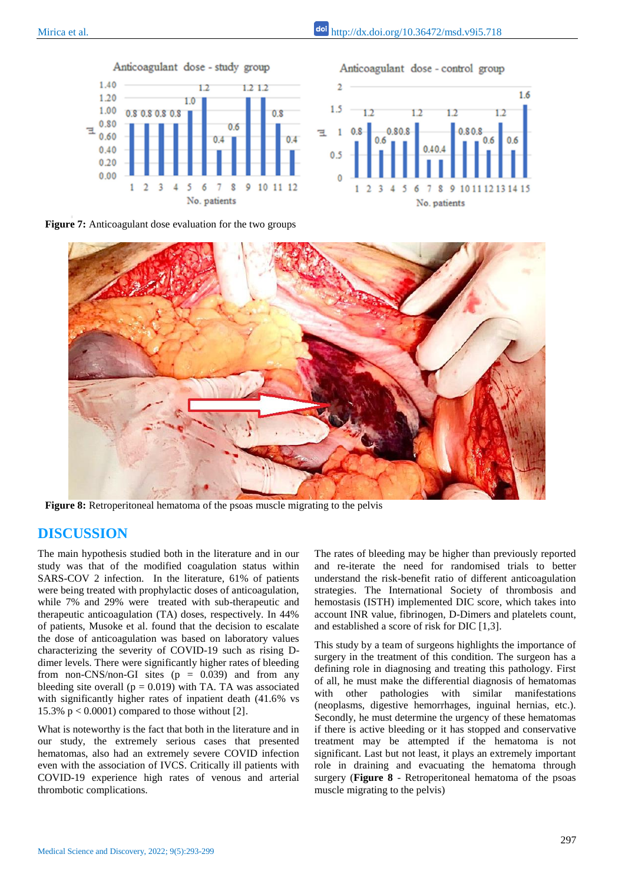Figure 7: Anticoagulant dose evaluation for the two groups

Figure 8: Retroperitoneal hematoma of the psoas muscle migrating to the pelvis

## DISCUSSION

The main hypothesis studied both in the literature and in our study was that of the modified coagulation status within SARS-COV 2 infection. In the literature, 61% of patients were being treated with prophylactic doses of anticoagulation, while 7% and 29% were treated with sub-therapeutic and therapeutic anticoagulation (TA) doses, respectively. In 44% of patients, Musoke et al. found that the decision to escalate the dose of anticoagulation was based on laboratory values characterizing the severity of COVID-19 such as rising D-dimer levels. There were significantly higher rates of bleeding from non-CNS/non-GI sites ($p = 0.039$) and from any bleeding site overall ($p = 0.019$) with TA. TA was associated with significantly higher rates of inpatient death (41.6% vs 15.3% $p < 0.0001$) compared to those without [2].

What is noteworthy is the fact that both in the literature and in our study, the extremely serious cases that presented hematomas, also had an extremely severe COVID infection even with the association of IVCS. Critically ill patients with COVID-19 experience high rates of venous and arterial thrombotic complications.

The rates of bleeding may be higher than previously reported and re-iterate the need for randomised trials to better understand the risk-benefit ratio of different anticoagulation strategies. The International Society of thrombosis and hemostasis (ISTH) implemented DIC score, which takes into account INR value, fibrinogen, D-Dimers and platelets count, and established a score of risk for DIC [1,3].

This study by a team of surgeons highlights the importance of surgery in the treatment of this condition. The surgeon has a defining role in diagnosing and treating this pathology. First of all, he must make the differential diagnosis of hematomas with other pathologies with similar manifestations (neoplasms, digestive hemorrhages, inguinal hernias, etc.). Secondly, he must determine the urgency of these hematomas if there is active bleeding or it has stopped and conservative treatment may be attempted if the hematoma is not significant. Last but not least, it plays an extremely important role in draining and evacuating the hematoma through surgery (**Figure 8** - Retroperitoneal hematoma of the psoas muscle migrating to the pelvis)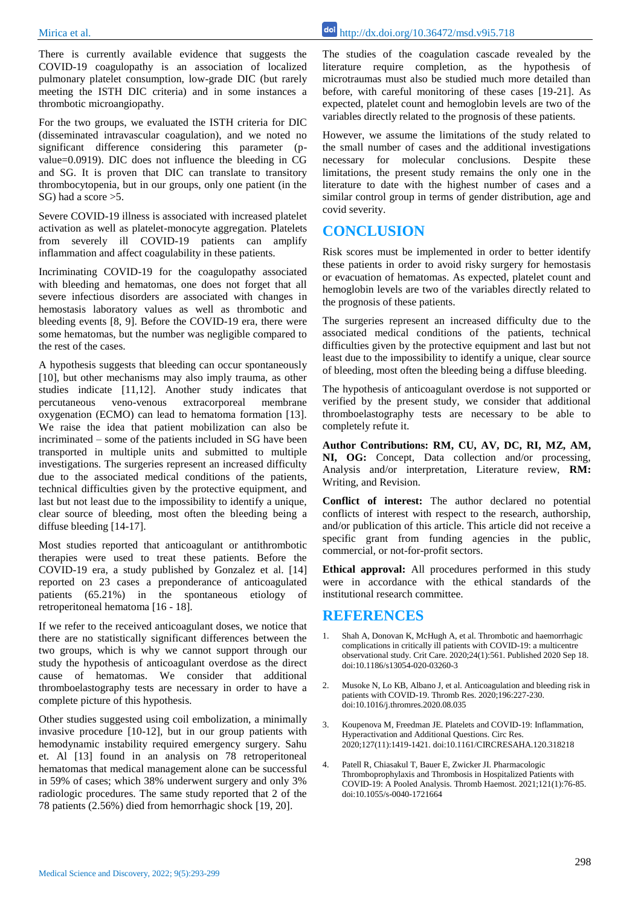There is currently available evidence that suggests the COVID-19 coagulopathy is an association of localized pulmonary platelet consumption, low-grade DIC (but rarely meeting the ISTH DIC criteria) and in some instances a thrombotic microangiopathy.

For the two groups, we evaluated the ISTH criteria for DIC (disseminated intravascular coagulation), and we noted no significant difference considering this parameter (p-value=0.0919). DIC does not influence the bleeding in CG and SG. It is proven that DIC can translate to transitory thrombocytopenia, but in our groups, only one patient (in the SG) had a score >5.

Severe COVID-19 illness is associated with increased platelet activation as well as platelet-monocyte aggregation. Platelets from severely ill COVID-19 patients can amplify inflammation and affect coagulability in these patients.

Incriminating COVID-19 for the coagulopathy associated with bleeding and hematomas, one does not forget that all severe infectious disorders are associated with changes in hemostasis laboratory values as well as thrombotic and bleeding events [8, 9]. Before the COVID-19 era, there were some hematomas, but the number was negligible compared to the rest of the cases.

A hypothesis suggests that bleeding can occur spontaneously [10], but other mechanisms may also imply trauma, as other studies indicate [11,12]. Another study indicates that percutaneous veno-venous extracorporeal membrane oxygenation (ECMO) can lead to hematoma formation [13]. We raise the idea that patient mobilization can also be incriminated – some of the patients included in SG have been transported in multiple units and submitted to multiple investigations. The surgeries represent an increased difficulty due to the associated medical conditions of the patients, technical difficulties given by the protective equipment, and last but not least due to the impossibility to identify a unique, clear source of bleeding, most often the bleeding being a diffuse bleeding [14-17].

Most studies reported that anticoagulant or antithrombotic therapies were used to treat these patients. Before the COVID-19 era, a study published by Gonzalez et al. [14] reported on 23 cases a preponderance of anticoagulated patients (65.21%) in the spontaneous etiology of retroperitoneal hematoma [16 - 18].

If we refer to the received anticoagulant doses, we notice that there are no statistically significant differences between the two groups, which is why we cannot support through our study the hypothesis of anticoagulant overdose as the direct cause of hematomas. We consider that additional thromboelastography tests are necessary in order to have a complete picture of this hypothesis.

Other studies suggested using coil embolization, a minimally invasive procedure [10-12], but in our group patients with hemodynamic instability required emergency surgery. Sahu et. Al [13] found in an analysis on 78 retroperitoneal hematomas that medical management alone can be successful in 59% of cases; which 38% underwent surgery and only 3% radiologic procedures. The same study reported that 2 of the 78 patients (2.56%) died from hemorrhagic shock [19, 20].

The studies of the coagulation cascade revealed by the literature require completion, as the hypothesis of microtraumas must also be studied much more detailed than before, with careful monitoring of these cases [19-21]. As expected, platelet count and hemoglobin levels are two of the variables directly related to the prognosis of these patients.

However, we assume the limitations of the study related to the small number of cases and the additional investigations necessary for molecular conclusions. Despite these limitations, the present study remains the only one in the literature to date with the highest number of cases and a similar control group in terms of gender distribution, age and covid severity.

## CONCLUSION

Risk scores must be implemented in order to better identify these patients in order to avoid risky surgery for hemostasis or evacuation of hematomas. As expected, platelet count and hemoglobin levels are two of the variables directly related to the prognosis of these patients.

The surgeries represent an increased difficulty due to the associated medical conditions of the patients, technical difficulties given by the protective equipment and last but not least due to the impossibility to identify a unique, clear source of bleeding, most often the bleeding being a diffuse bleeding.

The hypothesis of anticoagulant overdose is not supported or verified by the present study, we consider that additional thromboelastography tests are necessary to be able to completely refute it.

**Author Contributions: RM, CU, AV, DC, RI, MZ, AM, NI, OG:** Concept, Data collection and/or processing, Analysis and/or interpretation, Literature review, **RM:** Writing, and Revision.

**Conflict of interest:** The author declared no potential conflicts of interest with respect to the research, authorship, and/or publication of this article. This article did not receive a specific grant from funding agencies in the public, commercial, or not-for-profit sectors.

**Ethical approval:** All procedures performed in this study were in accordance with the ethical standards of the institutional research committee.

## REFERENCES

1. Shah A, Donovan K, McHugh A, et al. Thrombotic and haemorrhagic complications in critically ill patients with COVID-19: a multicentre observational study. Crit Care. 2020;24(1):561. Published 2020 Sep 18. doi:10.1186/s13054-020-03260-3

2. Musoke N, Lo KB, Albano J, et al. Anticoagulation and bleeding risk in patients with COVID-19. Thromb Res. 2020;196:227-230. doi:10.1016/j.thromres.2020.08.035

3. Koupenova M, Freedman JE. Platelets and COVID-19: Inflammation, Hyperactivation and Additional Questions. Circ Res. 2020;127(11):1419-1421. doi:10.1161/CIRCRESAHA.120.318218

4. Patell R, Chiasakul T, Bauer E, Zwicker JI. Pharmacologic Thromboprophylaxis and Thrombosis in Hospitalized Patients with COVID-19: A Pooled Analysis. Thromb Haemost. 2021;121(1):76-85. doi:10.1055/s-0040-1721664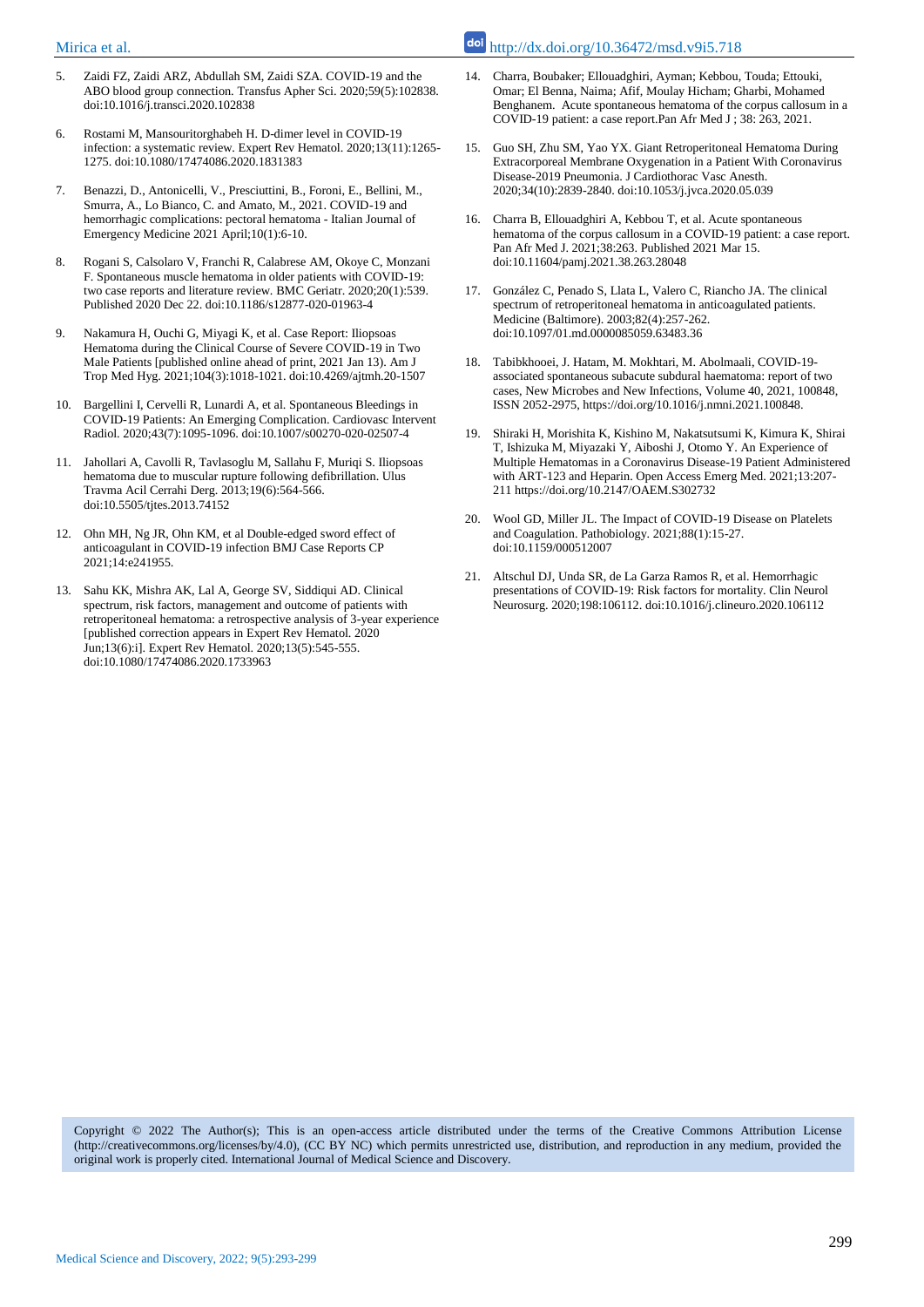5. Zaidi FZ, Zaidi ARZ, Abdullah SM, Zaidi SZA. COVID-19 and the ABO blood group connection. Transfus Apher Sci. 2020;59(5):102838. doi:10.1016/j.transci.2020.102838

6. Rostami M, Mansouritorghabeh H. D-dimer level in COVID-19 infection: a systematic review. Expert Rev Hematol. 2020;13(11):1265-1275. doi:10.1080/17474086.2020.1831383

7. Benazzi, D., Antonicelli, V., Presciuttini, B., Foroni, E., Bellini, M., Smurra, A., Lo Bianco, C. and Amato, M., 2021. COVID-19 and hemorrhagic complications: pectoral hematoma - Italian Journal of Emergency Medicine 2021 April;10(1):6-10.

8. Rogani S, Calsolaro V, Franchi R, Calabrese AM, Okoye C, Monzani F. Spontaneous muscle hematoma in older patients with COVID-19: two case reports and literature review. BMC Geriatr. 2020;20(1):539. Published 2020 Dec 22. doi:10.1186/s12877-020-01963-4

9. Nakamura H, Ouchi G, Miyagi K, et al. Case Report: Iliopsoas Hematoma during the Clinical Course of Severe COVID-19 in Two Male Patients [published online ahead of print, 2021 Jan 13]. Am J Trop Med Hyg. 2021;104(3):1018-1021. doi:10.4269/ajtmh.20-1507

10. Bargellini I, Cervelli R, Lunardi A, et al. Spontaneous Bleedings in COVID-19 Patients: An Emerging Complication. Cardiovasc Intervent Radiol. 2020;43(7):1095-1096. doi:10.1007/s00270-020-02507-4

11. Jahollari A, Cavolli R, Tavlasoglu M, Sallahu F, Muriqi S. Iliopsoas hematoma due to muscular rupture following defibrillation. Ulus Travma Acil Cerrahi Derg. 2013;19(6):564-566. doi:10.5505/tjtes.2013.74152

12. Ohn MH, Ng JR, Ohn KM, et al Double-edged sword effect of anticoagulant in COVID-19 infection BMJ Case Reports CP 2021;14:e241955.

13. Sahu KK, Mishra AK, Lal A, George SV, Siddiqui AD. Clinical spectrum, risk factors, management and outcome of patients with retroperitoneal hematoma: a retrospective analysis of 3-year experience [published correction appears in Expert Rev Hematol. 2020 Jun;13(6):i]. Expert Rev Hematol. 2020;13(5):545-555. doi:10.1080/17474086.2020.1733963

14. Charra, Boubaker; Ellouadghiri, Ayman; Kebbou, Touda; Ettouki, Omar; El Benna, Naima; Afif, Moulay Hicham; Gharbi, Mohamed Benghanem. Acute spontaneous hematoma of the corpus callosum in a COVID-19 patient: a case report.Pan Afr Med J ; 38: 263, 2021.

15. Guo SH, Zhu SM, Yao YX. Giant Retroperitoneal Hematoma During Extracorporeal Membrane Oxygenation in a Patient With Coronavirus Disease-2019 Pneumonia. J Cardiothorac Vasc Anesth. 2020;34(10):2839-2840. doi:10.1053/j.jvca.2020.05.039

16. Charra B, Ellouadghiri A, Kebbou T, et al. Acute spontaneous hematoma of the corpus callosum in a COVID-19 patient: a case report. Pan Afr Med J. 2021;38:263. Published 2021 Mar 15. doi:10.11604/pamj.2021.38.263.28048

17. González C, Penado S, Llata L, Valero C, Riancho JA. The clinical spectrum of retroperitoneal hematoma in anticoagulated patients. Medicine (Baltimore). 2003;82(4):257-262. doi:10.1097/01.md.0000085059.63483.36

18. Tabibkhooei, J. Hatam, M. Mokhtari, M. Abolmaali, COVID-19-associated spontaneous subacute subdural haematoma: report of two cases, New Microbes and New Infections, Volume 40, 2021, 100848, ISSN 2052-2975, https://doi.org/10.1016/j.nmni.2021.100848.

19. Shiraki H, Morishita K, Kishino M, Nakatsutsumi K, Kimura K, Shirai T, Ishizuka M, Miyazaki Y, Aiboshi J, Otomo Y. An Experience of Multiple Hematomas in a Coronavirus Disease-19 Patient Administered with ART-123 and Heparin. Open Access Emerg Med. 2021;13:207-211 https://doi.org/10.2147/OAEM.S302732

20. Wool GD, Miller JL. The Impact of COVID-19 Disease on Platelets and Coagulation. Pathobiology. 2021;88(1):15-27. doi:10.1159/000512007

21. Altschul DJ, Unda SR, de La Garza Ramos R, et al. Hemorrhagic presentations of COVID-19: Risk factors for mortality. Clin Neurol Neurosurg. 2020;198:106112. doi:10.1016/j.clineuro.2020.106112

Copyright © 2022 The Author(s); This is an open-access article distributed under the terms of the Creative Commons Attribution License (http://creativecommons.org/licenses/by/4.0), (CC BY NC) which permits unrestricted use, distribution, and reproduction in any medium, provided the original work is properly cited. International Journal of Medical Science and Discovery.